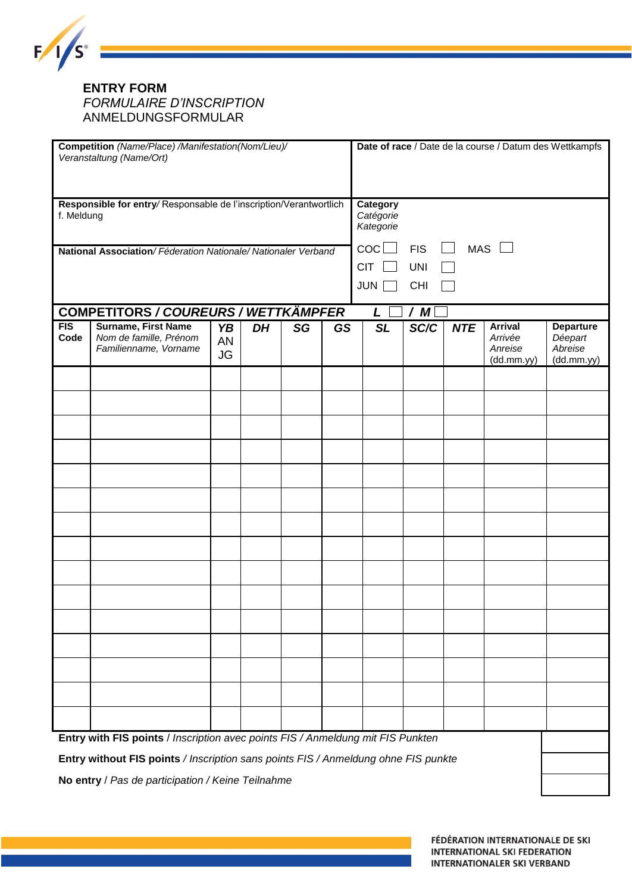# ENTRY FORM

*FORMULAIRE D'INSCRIPTION*

ANMELDUNGSFORMULAR

| **Competition** *(Name/Place) /Manifestation(Nom/Lieu)/ Veranstaltung (Name/Ort)* | **Date of race** / Date de la course / Datum des Wettkampfs |
|---|---|
| **Responsible for entry**/ Responsable de l'inscription/Verantwortlich f. Meldung | **Category** *Catégorie Kategorie* |
| **National Association**/ *Féderation Nationale/ Nationaler Verband* | COC ☐ FIS ☐ MAS ☐ <br> CIT ☐ UNI ☐ <br> JUN ☐ CHI ☐ |

## COMPETITORS / COUREURS / WETTKÄMPFER   L ☐ / M ☐

| **FIS Code** | **Surname, First Name** *Nom de famille, Prénom Familienname, Vorname* | *YB* AN JG | *DH* | *SG* | *GS* | *SL* | *SC/C* | *NTE* | **Arrival** *Arrivée Anreise* (dd.mm.yy) | **Departure** *Déepart Abreise* (dd.mm.yy) |
|---|---|---|---|---|---|---|---|---|---|---|
| | | | | | | | | | | |
| | | | | | | | | | | |
| | | | | | | | | | | |
| | | | | | | | | | | |
| | | | | | | | | | | |
| | | | | | | | | | | |
| | | | | | | | | | | |
| | | | | | | | | | | |
| | | | | | | | | | | |
| | | | | | | | | | | |
| | | | | | | | | | | |
| | | | | | | | | | | |
| | | | | | | | | | | |
| | | | | | | | | | | |
| | | | | | | | | | | |

| | |
|---|---|
| **Entry with FIS points** / *Inscription avec points FIS / Anmeldung mit FIS Punkten* | |
| **Entry without FIS points** / *Inscription sans points FIS / Anmeldung ohne FIS punkte* | |
| **No entry** / *Pas de participation / Keine Teilnahme* | |

FÉDÉRATION INTERNATIONALE DE SKI
INTERNATIONAL SKI FEDERATION
INTERNATIONALER SKI VERBAND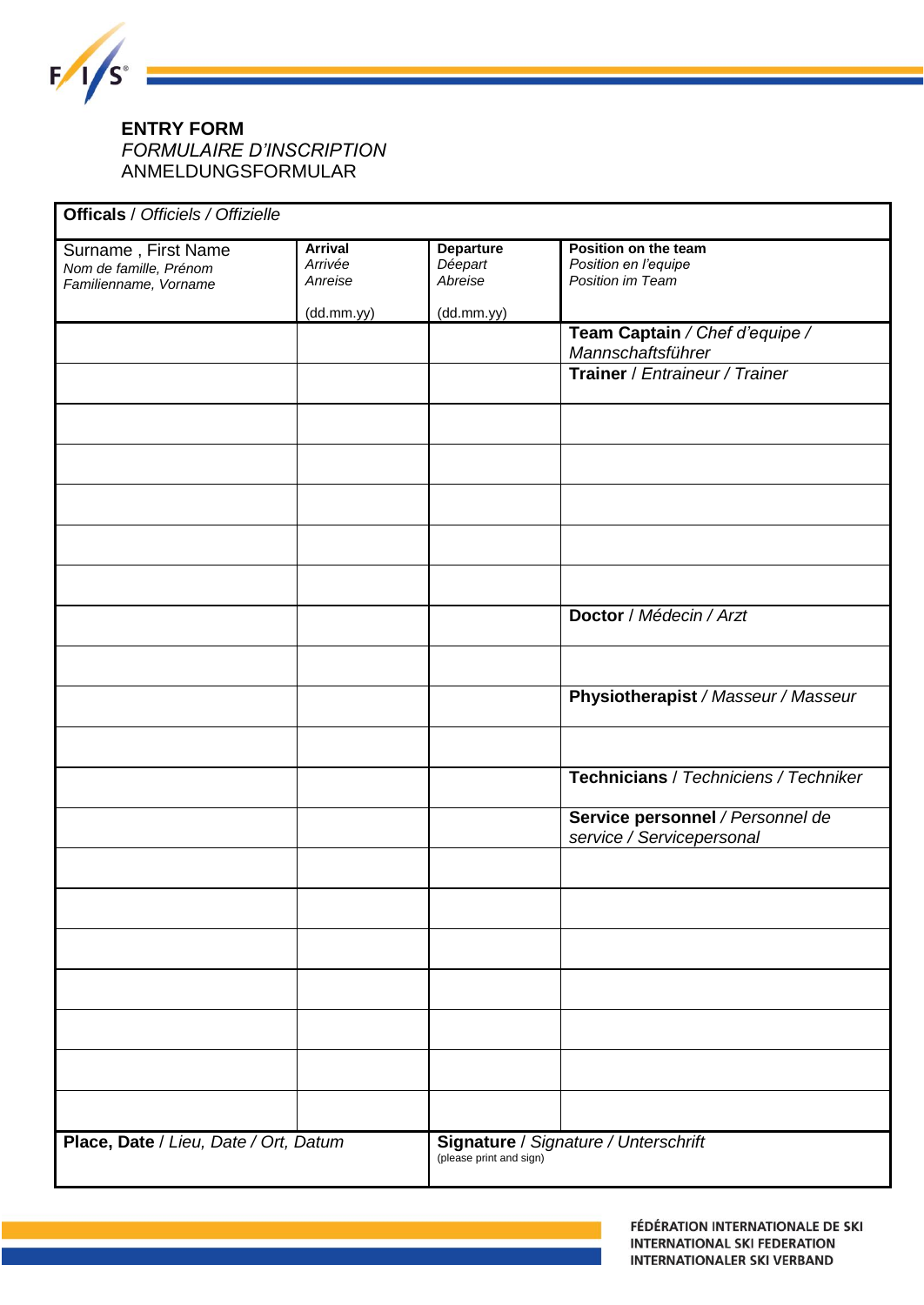**ENTRY FORM**
*FORMULAIRE D'INSCRIPTION*
ANMELDUNGSFORMULAR

| **Officals** / *Officiels / Offizielle* | | | |
|---|---|---|---|
| Surname , First Name<br>*Nom de famille, Prénom*<br>*Familienname, Vorname* | **Arrival**<br>*Arrivée*<br>*Anreise*<br><br>(dd.mm.yy) | **Departure**<br>*Déepart*<br>*Abreise*<br><br>(dd.mm.yy) | **Position on the team**<br>*Position en l'equipe*<br>*Position im Team* |
| | | | **Team Captain** / *Chef d'equipe / Mannschaftsführer* |
| | | | **Trainer** / *Entraineur / Trainer* |
| | | | |
| | | | |
| | | | |
| | | | |
| | | | |
| | | | **Doctor** / *Médecin / Arzt* |
| | | | |
| | | | **Physiotherapist** / *Masseur / Masseur* |
| | | | |
| | | | **Technicians** / *Techniciens / Techniker* |
| | | | **Service personnel** / *Personnel de service / Servicepersonal* |
| | | | |
| | | | |
| | | | |
| | | | |
| | | | |
| | | | |
| | | | |
| **Place, Date** / *Lieu, Date / Ort, Datum* | | **Signature** / *Signature / Unterschrift*<br>(please print and sign) | |

FÉDÉRATION INTERNATIONALE DE SKI
INTERNATIONAL SKI FEDERATION
INTERNATIONALER SKI VERBAND